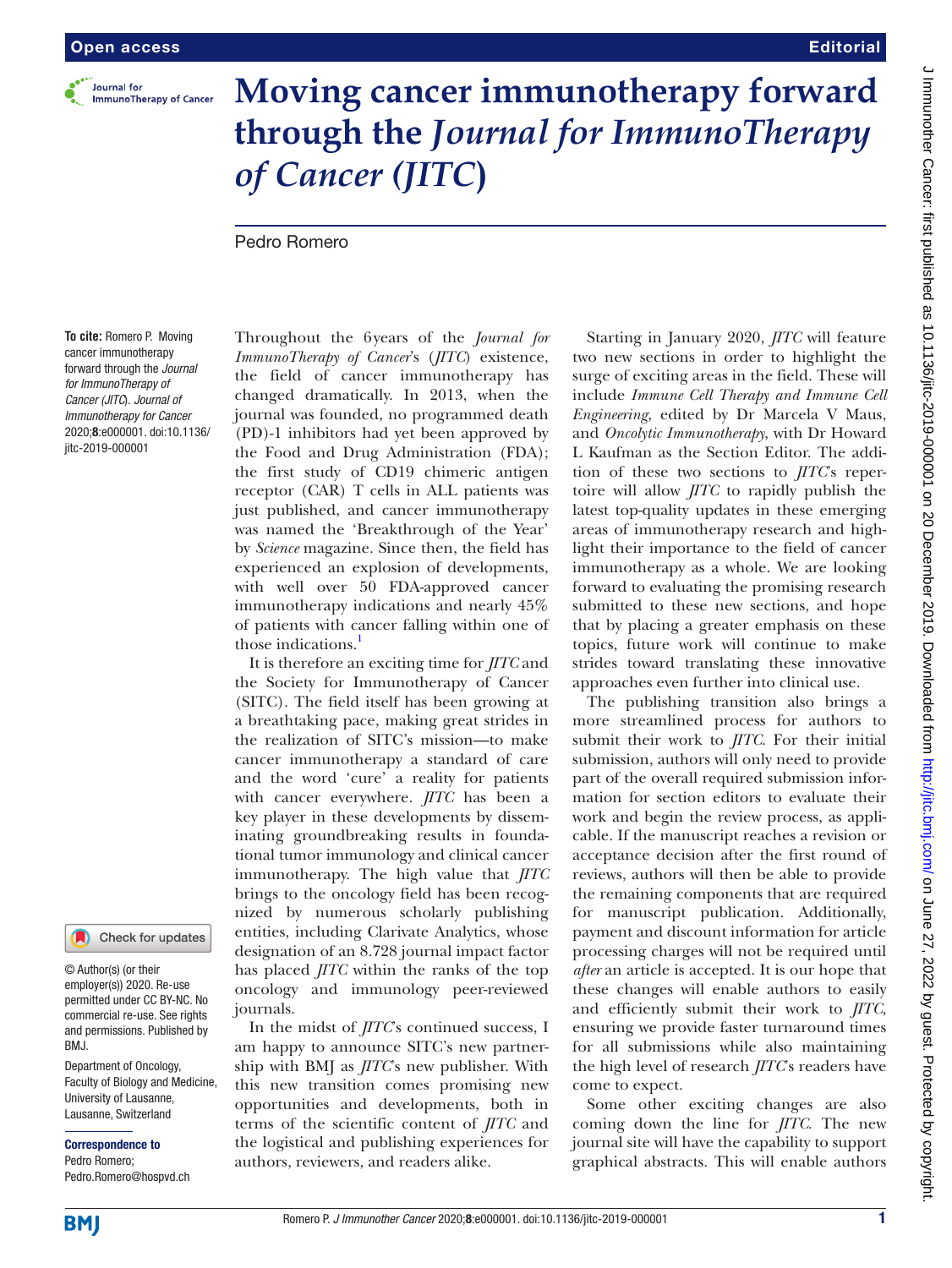# Moving cancer immunotherapy forward through the *Journal for ImmunoTherapy of Cancer* (*JITC*)

Pedro Romero

**To cite:** Romero P. Moving cancer immunotherapy forward through the *Journal for ImmunoTherapy of Cancer (JITC)*. *Journal of Immunotherapy for Cancer* 2020;**8**:e000001. doi:10.1136/jitc-2019-000001

© Author(s) (or their employer(s)) 2020. Re-use permitted under CC BY-NC. No commercial re-use. See rights and permissions. Published by BMJ.

Department of Oncology, Faculty of Biology and Medicine, University of Lausanne, Lausanne, Switzerland

**Correspondence to**
Pedro Romero;
Pedro.Romero@hospvd.ch

Throughout the 6 years of the *Journal for ImmunoTherapy of Cancer*'s (*JITC*) existence, the field of cancer immunotherapy has changed dramatically. In 2013, when the journal was founded, no programmed death (PD)-1 inhibitors had yet been approved by the Food and Drug Administration (FDA); the first study of CD19 chimeric antigen receptor (CAR) T cells in ALL patients was just published, and cancer immunotherapy was named the 'Breakthrough of the Year' by *Science* magazine. Since then, the field has experienced an explosion of developments, with well over 50 FDA-approved cancer immunotherapy indications and nearly 45% of patients with cancer falling within one of those indications.[1]

It is therefore an exciting time for *JITC* and the Society for Immunotherapy of Cancer (SITC). The field itself has been growing at a breathtaking pace, making great strides in the realization of SITC's mission—to make cancer immunotherapy a standard of care and the word 'cure' a reality for patients with cancer everywhere. *JITC* has been a key player in these developments by disseminating groundbreaking results in foundational tumor immunology and clinical cancer immunotherapy. The high value that *JITC* brings to the oncology field has been recognized by numerous scholarly publishing entities, including Clarivate Analytics, whose designation of an 8.728 journal impact factor has placed *JITC* within the ranks of the top oncology and immunology peer-reviewed journals.

In the midst of *JITC*'s continued success, I am happy to announce SITC's new partnership with BMJ as *JITC*'s new publisher. With this new transition comes promising new opportunities and developments, both in terms of the scientific content of *JITC* and the logistical and publishing experiences for authors, reviewers, and readers alike.

Starting in January 2020, *JITC* will feature two new sections in order to highlight the surge of exciting areas in the field. These will include *Immune Cell Therapy and Immune Cell Engineering*, edited by Dr Marcela V Maus, and *Oncolytic Immunotherapy*, with Dr Howard L Kaufman as the Section Editor. The addition of these two sections to *JITC*'s repertoire will allow *JITC* to rapidly publish the latest top-quality updates in these emerging areas of immunotherapy research and highlight their importance to the field of cancer immunotherapy as a whole. We are looking forward to evaluating the promising research submitted to these new sections, and hope that by placing a greater emphasis on these topics, future work will continue to make strides toward translating these innovative approaches even further into clinical use.

The publishing transition also brings a more streamlined process for authors to submit their work to *JITC*. For their initial submission, authors will only need to provide part of the overall required submission information for section editors to evaluate their work and begin the review process, as applicable. If the manuscript reaches a revision or acceptance decision after the first round of reviews, authors will then be able to provide the remaining components that are required for manuscript publication. Additionally, payment and discount information for article processing charges will not be required until *after* an article is accepted. It is our hope that these changes will enable authors to easily and efficiently submit their work to *JITC*, ensuring we provide faster turnaround times for all submissions while also maintaining the high level of research *JITC*'s readers have come to expect.

Some other exciting changes are also coming down the line for *JITC*. The new journal site will have the capability to support graphical abstracts. This will enable authors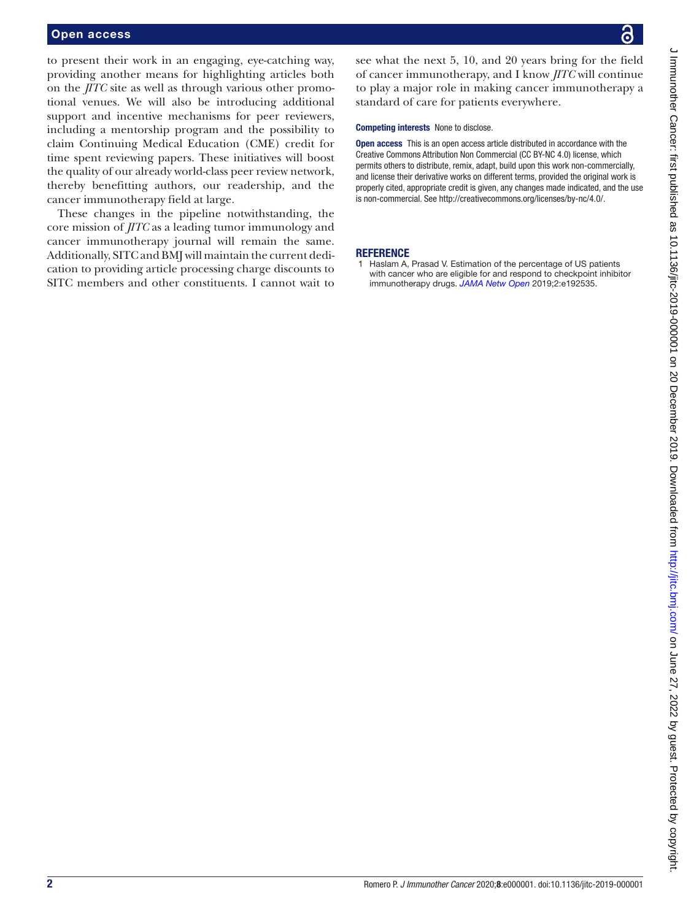to present their work in an engaging, eye-catching way, providing another means for highlighting articles both on the *JITC* site as well as through various other promotional venues. We will also be introducing additional support and incentive mechanisms for peer reviewers, including a mentorship program and the possibility to claim Continuing Medical Education (CME) credit for time spent reviewing papers. These initiatives will boost the quality of our already world-class peer review network, thereby benefitting authors, our readership, and the cancer immunotherapy field at large.

These changes in the pipeline notwithstanding, the core mission of *JITC* as a leading tumor immunology and cancer immunotherapy journal will remain the same. Additionally, SITC and BMJ will maintain the current dedication to providing article processing charge discounts to SITC members and other constituents. I cannot wait to see what the next 5, 10, and 20 years bring for the field of cancer immunotherapy, and I know *JITC* will continue to play a major role in making cancer immunotherapy a standard of care for patients everywhere.

**Competing interests** None to disclose.

**Open access** This is an open access article distributed in accordance with the Creative Commons Attribution Non Commercial (CC BY-NC 4.0) license, which permits others to distribute, remix, adapt, build upon this work non-commercially, and license their derivative works on different terms, provided the original work is properly cited, appropriate credit is given, any changes made indicated, and the use is non-commercial. See http://creativecommons.org/licenses/by-nc/4.0/.

## REFERENCE

1 Haslam A, Prasad V. Estimation of the percentage of US patients with cancer who are eligible for and respond to checkpoint inhibitor immunotherapy drugs. *JAMA Netw Open* 2019;2:e192535.